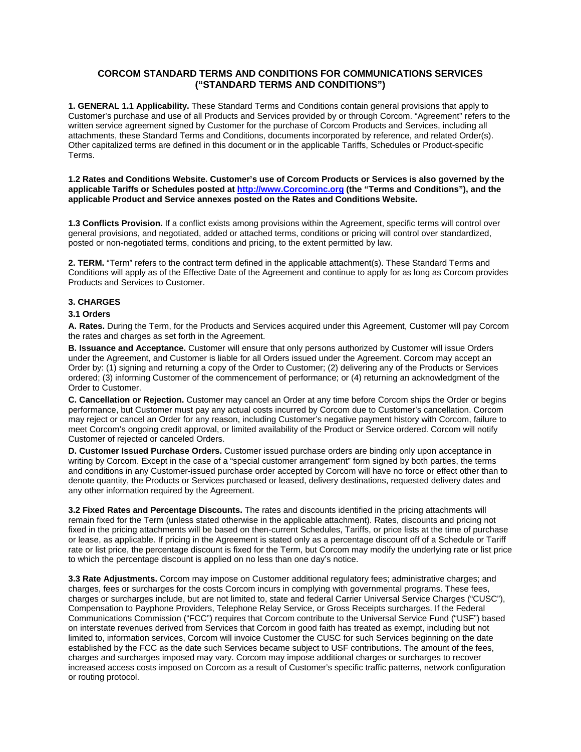# CORCOM STANDARD TERMS AND CONDITIONS FOR COMMUNICATIONS SERVICES ("STANDARD TERMS AND CONDITIONS")

**1. GENERAL 1.1 Applicability.** These Standard Terms and Conditions contain general provisions that apply to Customer's purchase and use of all Products and Services provided by or through Corcom. "Agreement" refers to the written service agreement signed by Customer for the purchase of Corcom Products and Services, including all attachments, these Standard Terms and Conditions, documents incorporated by reference, and related Order(s). Other capitalized terms are defined in this document or in the applicable Tariffs, Schedules or Product-specific Terms.

**1.2 Rates and Conditions Website. Customer's use of Corcom Products or Services is also governed by the applicable Tariffs or Schedules posted at [http://www.Corcominc.org](http://www.Corcominc.org) (the "Terms and Conditions"), and the applicable Product and Service annexes posted on the Rates and Conditions Website.**

**1.3 Conflicts Provision.** If a conflict exists among provisions within the Agreement, specific terms will control over general provisions, and negotiated, added or attached terms, conditions or pricing will control over standardized, posted or non-negotiated terms, conditions and pricing, to the extent permitted by law.

**2. TERM.** "Term" refers to the contract term defined in the applicable attachment(s). These Standard Terms and Conditions will apply as of the Effective Date of the Agreement and continue to apply for as long as Corcom provides Products and Services to Customer.

**3. CHARGES**

**3.1 Orders**

**A. Rates.** During the Term, for the Products and Services acquired under this Agreement, Customer will pay Corcom the rates and charges as set forth in the Agreement.

**B. Issuance and Acceptance.** Customer will ensure that only persons authorized by Customer will issue Orders under the Agreement, and Customer is liable for all Orders issued under the Agreement. Corcom may accept an Order by: (1) signing and returning a copy of the Order to Customer; (2) delivering any of the Products or Services ordered; (3) informing Customer of the commencement of performance; or (4) returning an acknowledgment of the Order to Customer.

**C. Cancellation or Rejection.** Customer may cancel an Order at any time before Corcom ships the Order or begins performance, but Customer must pay any actual costs incurred by Corcom due to Customer's cancellation. Corcom may reject or cancel an Order for any reason, including Customer's negative payment history with Corcom, failure to meet Corcom's ongoing credit approval, or limited availability of the Product or Service ordered. Corcom will notify Customer of rejected or canceled Orders.

**D. Customer Issued Purchase Orders.** Customer issued purchase orders are binding only upon acceptance in writing by Corcom. Except in the case of a "special customer arrangement" form signed by both parties, the terms and conditions in any Customer-issued purchase order accepted by Corcom will have no force or effect other than to denote quantity, the Products or Services purchased or leased, delivery destinations, requested delivery dates and any other information required by the Agreement.

**3.2 Fixed Rates and Percentage Discounts.** The rates and discounts identified in the pricing attachments will remain fixed for the Term (unless stated otherwise in the applicable attachment). Rates, discounts and pricing not fixed in the pricing attachments will be based on then-current Schedules, Tariffs, or price lists at the time of purchase or lease, as applicable. If pricing in the Agreement is stated only as a percentage discount off of a Schedule or Tariff rate or list price, the percentage discount is fixed for the Term, but Corcom may modify the underlying rate or list price to which the percentage discount is applied on no less than one day's notice.

**3.3 Rate Adjustments.** Corcom may impose on Customer additional regulatory fees; administrative charges; and charges, fees or surcharges for the costs Corcom incurs in complying with governmental programs. These fees, charges or surcharges include, but are not limited to, state and federal Carrier Universal Service Charges ("CUSC"), Compensation to Payphone Providers, Telephone Relay Service, or Gross Receipts surcharges. If the Federal Communications Commission ("FCC") requires that Corcom contribute to the Universal Service Fund ("USF") based on interstate revenues derived from Services that Corcom in good faith has treated as exempt, including but not limited to, information services, Corcom will invoice Customer the CUSC for such Services beginning on the date established by the FCC as the date such Services became subject to USF contributions. The amount of the fees, charges and surcharges imposed may vary. Corcom may impose additional charges or surcharges to recover increased access costs imposed on Corcom as a result of Customer's specific traffic patterns, network configuration or routing protocol.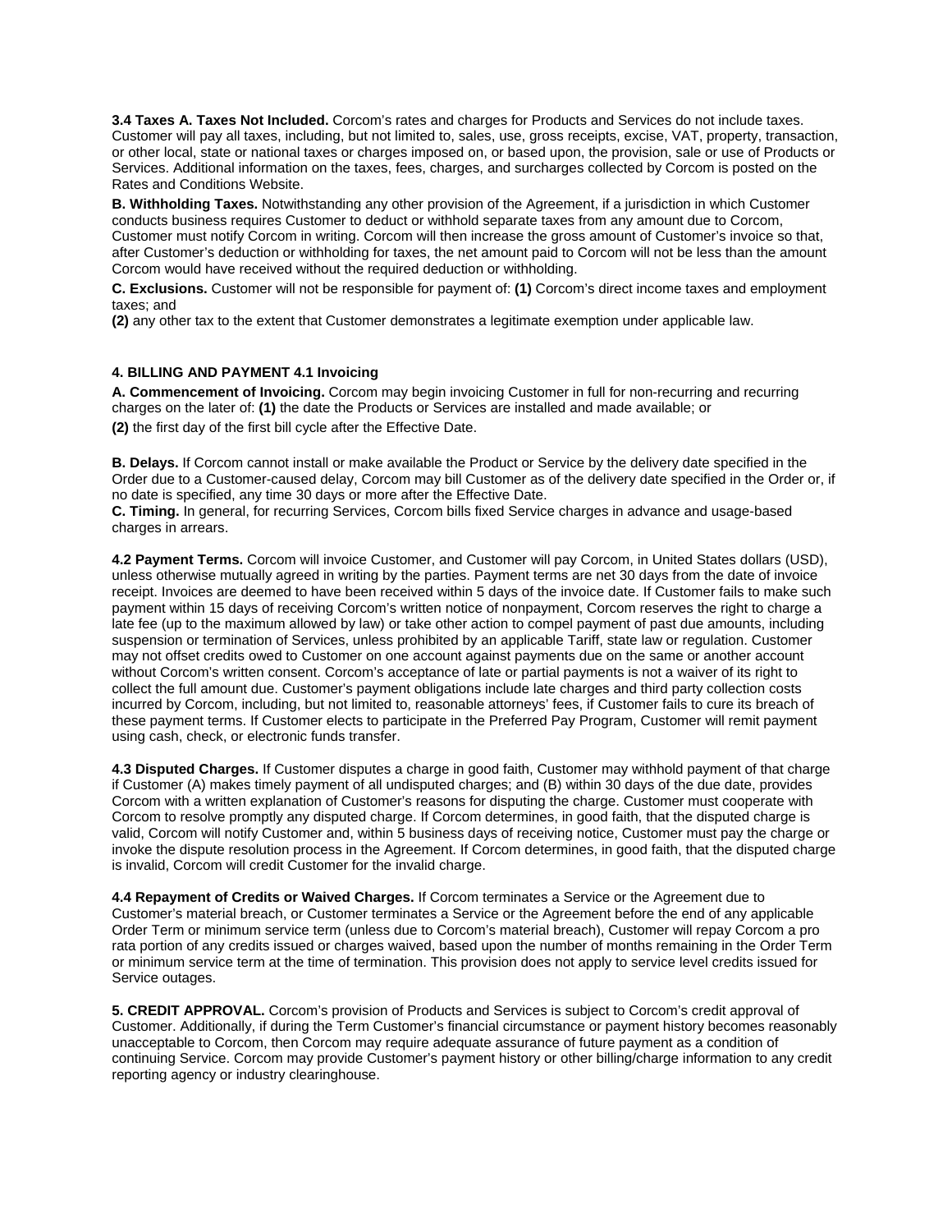**3.4 Taxes A. Taxes Not Included.** Corcom's rates and charges for Products and Services do not include taxes. Customer will pay all taxes, including, but not limited to, sales, use, gross receipts, excise, VAT, property, transaction, or other local, state or national taxes or charges imposed on, or based upon, the provision, sale or use of Products or Services. Additional information on the taxes, fees, charges, and surcharges collected by Corcom is posted on the Rates and Conditions Website.

**B. Withholding Taxes.** Notwithstanding any other provision of the Agreement, if a jurisdiction in which Customer conducts business requires Customer to deduct or withhold separate taxes from any amount due to Corcom, Customer must notify Corcom in writing. Corcom will then increase the gross amount of Customer's invoice so that, after Customer's deduction or withholding for taxes, the net amount paid to Corcom will not be less than the amount Corcom would have received without the required deduction or withholding.

**C. Exclusions.** Customer will not be responsible for payment of: **(1)** Corcom's direct income taxes and employment taxes; and

**(2)** any other tax to the extent that Customer demonstrates a legitimate exemption under applicable law.

**4. BILLING AND PAYMENT 4.1 Invoicing**

**A. Commencement of Invoicing.** Corcom may begin invoicing Customer in full for non-recurring and recurring charges on the later of: **(1)** the date the Products or Services are installed and made available; or

**(2)** the first day of the first bill cycle after the Effective Date.

**B. Delays.** If Corcom cannot install or make available the Product or Service by the delivery date specified in the Order due to a Customer-caused delay, Corcom may bill Customer as of the delivery date specified in the Order or, if no date is specified, any time 30 days or more after the Effective Date.

**C. Timing.** In general, for recurring Services, Corcom bills fixed Service charges in advance and usage-based charges in arrears.

**4.2 Payment Terms.** Corcom will invoice Customer, and Customer will pay Corcom, in United States dollars (USD), unless otherwise mutually agreed in writing by the parties. Payment terms are net 30 days from the date of invoice receipt. Invoices are deemed to have been received within 5 days of the invoice date. If Customer fails to make such payment within 15 days of receiving Corcom's written notice of nonpayment, Corcom reserves the right to charge a late fee (up to the maximum allowed by law) or take other action to compel payment of past due amounts, including suspension or termination of Services, unless prohibited by an applicable Tariff, state law or regulation. Customer may not offset credits owed to Customer on one account against payments due on the same or another account without Corcom's written consent. Corcom's acceptance of late or partial payments is not a waiver of its right to collect the full amount due. Customer's payment obligations include late charges and third party collection costs incurred by Corcom, including, but not limited to, reasonable attorneys' fees, if Customer fails to cure its breach of these payment terms. If Customer elects to participate in the Preferred Pay Program, Customer will remit payment using cash, check, or electronic funds transfer.

**4.3 Disputed Charges.** If Customer disputes a charge in good faith, Customer may withhold payment of that charge if Customer (A) makes timely payment of all undisputed charges; and (B) within 30 days of the due date, provides Corcom with a written explanation of Customer's reasons for disputing the charge. Customer must cooperate with Corcom to resolve promptly any disputed charge. If Corcom determines, in good faith, that the disputed charge is valid, Corcom will notify Customer and, within 5 business days of receiving notice, Customer must pay the charge or invoke the dispute resolution process in the Agreement. If Corcom determines, in good faith, that the disputed charge is invalid, Corcom will credit Customer for the invalid charge.

**4.4 Repayment of Credits or Waived Charges.** If Corcom terminates a Service or the Agreement due to Customer's material breach, or Customer terminates a Service or the Agreement before the end of any applicable Order Term or minimum service term (unless due to Corcom's material breach), Customer will repay Corcom a pro rata portion of any credits issued or charges waived, based upon the number of months remaining in the Order Term or minimum service term at the time of termination. This provision does not apply to service level credits issued for Service outages.

**5. CREDIT APPROVAL.** Corcom's provision of Products and Services is subject to Corcom's credit approval of Customer. Additionally, if during the Term Customer's financial circumstance or payment history becomes reasonably unacceptable to Corcom, then Corcom may require adequate assurance of future payment as a condition of continuing Service. Corcom may provide Customer's payment history or other billing/charge information to any credit reporting agency or industry clearinghouse.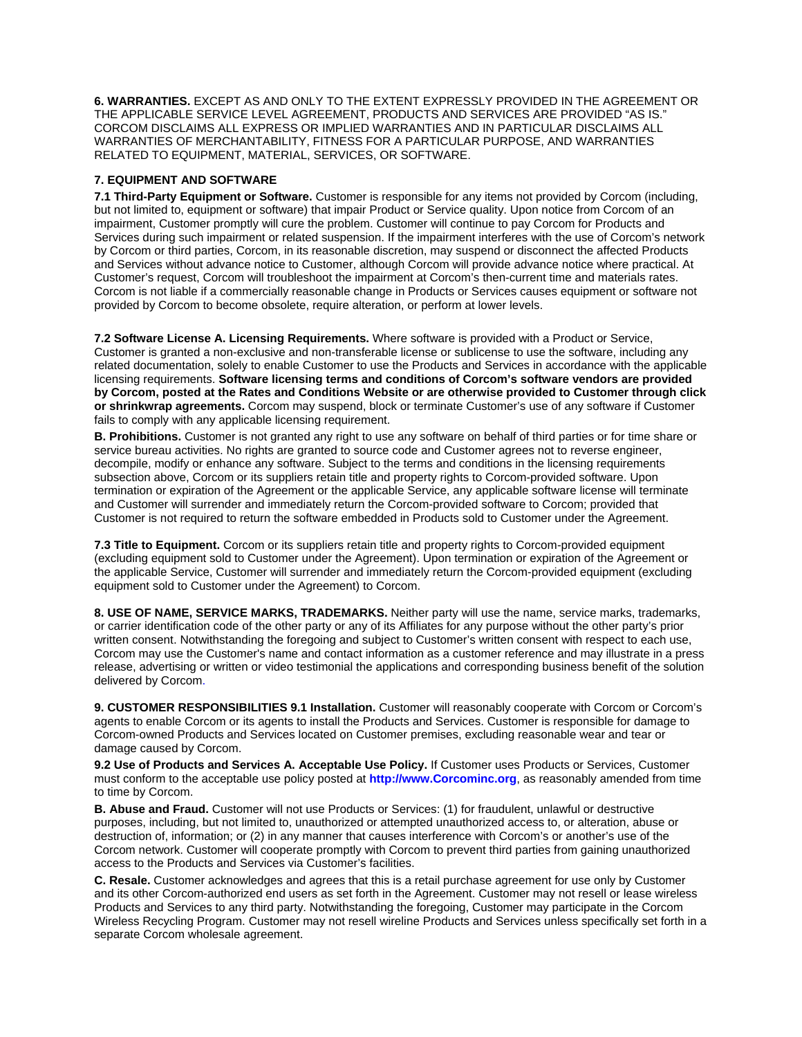**6. WARRANTIES.** EXCEPT AS AND ONLY TO THE EXTENT EXPRESSLY PROVIDED IN THE AGREEMENT OR THE APPLICABLE SERVICE LEVEL AGREEMENT, PRODUCTS AND SERVICES ARE PROVIDED "AS IS." CORCOM DISCLAIMS ALL EXPRESS OR IMPLIED WARRANTIES AND IN PARTICULAR DISCLAIMS ALL WARRANTIES OF MERCHANTABILITY, FITNESS FOR A PARTICULAR PURPOSE, AND WARRANTIES RELATED TO EQUIPMENT, MATERIAL, SERVICES, OR SOFTWARE.

**7. EQUIPMENT AND SOFTWARE**

**7.1 Third-Party Equipment or Software.** Customer is responsible for any items not provided by Corcom (including, but not limited to, equipment or software) that impair Product or Service quality. Upon notice from Corcom of an impairment, Customer promptly will cure the problem. Customer will continue to pay Corcom for Products and Services during such impairment or related suspension. If the impairment interferes with the use of Corcom's network by Corcom or third parties, Corcom, in its reasonable discretion, may suspend or disconnect the affected Products and Services without advance notice to Customer, although Corcom will provide advance notice where practical. At Customer's request, Corcom will troubleshoot the impairment at Corcom's then-current time and materials rates. Corcom is not liable if a commercially reasonable change in Products or Services causes equipment or software not provided by Corcom to become obsolete, require alteration, or perform at lower levels.

**7.2 Software License A. Licensing Requirements.** Where software is provided with a Product or Service, Customer is granted a non-exclusive and non-transferable license or sublicense to use the software, including any related documentation, solely to enable Customer to use the Products and Services in accordance with the applicable licensing requirements. **Software licensing terms and conditions of Corcom's software vendors are provided by Corcom, posted at the Rates and Conditions Website or are otherwise provided to Customer through click or shrinkwrap agreements.** Corcom may suspend, block or terminate Customer's use of any software if Customer fails to comply with any applicable licensing requirement.

**B. Prohibitions.** Customer is not granted any right to use any software on behalf of third parties or for time share or service bureau activities. No rights are granted to source code and Customer agrees not to reverse engineer, decompile, modify or enhance any software. Subject to the terms and conditions in the licensing requirements subsection above, Corcom or its suppliers retain title and property rights to Corcom-provided software. Upon termination or expiration of the Agreement or the applicable Service, any applicable software license will terminate and Customer will surrender and immediately return the Corcom-provided software to Corcom; provided that Customer is not required to return the software embedded in Products sold to Customer under the Agreement.

**7.3 Title to Equipment.** Corcom or its suppliers retain title and property rights to Corcom-provided equipment (excluding equipment sold to Customer under the Agreement). Upon termination or expiration of the Agreement or the applicable Service, Customer will surrender and immediately return the Corcom-provided equipment (excluding equipment sold to Customer under the Agreement) to Corcom.

**8. USE OF NAME, SERVICE MARKS, TRADEMARKS.** Neither party will use the name, service marks, trademarks, or carrier identification code of the other party or any of its Affiliates for any purpose without the other party's prior written consent. Notwithstanding the foregoing and subject to Customer's written consent with respect to each use, Corcom may use the Customer's name and contact information as a customer reference and may illustrate in a press release, advertising or written or video testimonial the applications and corresponding business benefit of the solution delivered by Corcom.

**9. CUSTOMER RESPONSIBILITIES 9.1 Installation.** Customer will reasonably cooperate with Corcom or Corcom's agents to enable Corcom or its agents to install the Products and Services. Customer is responsible for damage to Corcom-owned Products and Services located on Customer premises, excluding reasonable wear and tear or damage caused by Corcom.

**9.2 Use of Products and Services A. Acceptable Use Policy.** If Customer uses Products or Services, Customer must conform to the acceptable use policy posted at **http://www.Corcominc.org**, as reasonably amended from time to time by Corcom.

**B. Abuse and Fraud.** Customer will not use Products or Services: (1) for fraudulent, unlawful or destructive purposes, including, but not limited to, unauthorized or attempted unauthorized access to, or alteration, abuse or destruction of, information; or (2) in any manner that causes interference with Corcom's or another's use of the Corcom network. Customer will cooperate promptly with Corcom to prevent third parties from gaining unauthorized access to the Products and Services via Customer's facilities.

**C. Resale.** Customer acknowledges and agrees that this is a retail purchase agreement for use only by Customer and its other Corcom-authorized end users as set forth in the Agreement. Customer may not resell or lease wireless Products and Services to any third party. Notwithstanding the foregoing, Customer may participate in the Corcom Wireless Recycling Program. Customer may not resell wireline Products and Services unless specifically set forth in a separate Corcom wholesale agreement.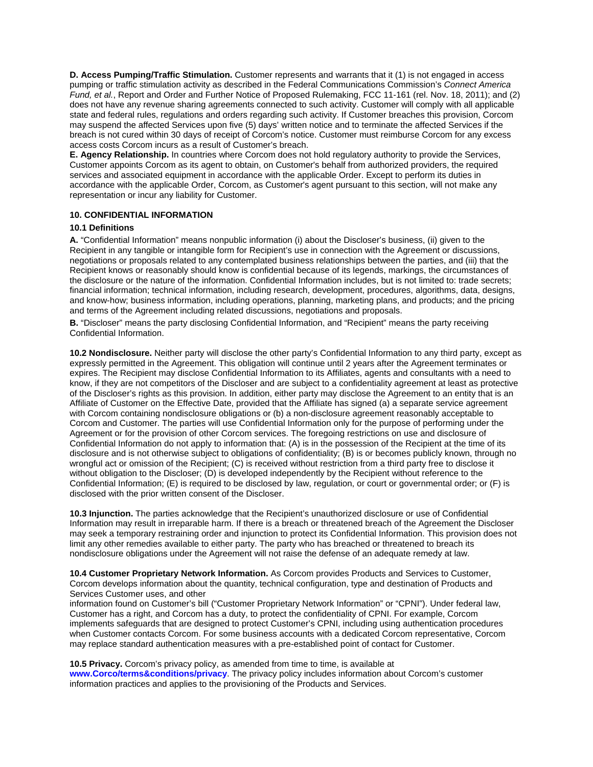**D. Access Pumping/Traffic Stimulation.** Customer represents and warrants that it (1) is not engaged in access pumping or traffic stimulation activity as described in the Federal Communications Commission's *Connect America Fund, et al.*, Report and Order and Further Notice of Proposed Rulemaking, FCC 11-161 (rel. Nov. 18, 2011); and (2) does not have any revenue sharing agreements connected to such activity. Customer will comply with all applicable state and federal rules, regulations and orders regarding such activity. If Customer breaches this provision, Corcom may suspend the affected Services upon five (5) days' written notice and to terminate the affected Services if the breach is not cured within 30 days of receipt of Corcom's notice. Customer must reimburse Corcom for any excess access costs Corcom incurs as a result of Customer's breach.

**E. Agency Relationship.** In countries where Corcom does not hold regulatory authority to provide the Services, Customer appoints Corcom as its agent to obtain, on Customer's behalf from authorized providers, the required services and associated equipment in accordance with the applicable Order. Except to perform its duties in accordance with the applicable Order, Corcom, as Customer's agent pursuant to this section, will not make any representation or incur any liability for Customer.

## 10. CONFIDENTIAL INFORMATION

### 10.1 Definitions

**A.** "Confidential Information" means nonpublic information (i) about the Discloser's business, (ii) given to the Recipient in any tangible or intangible form for Recipient's use in connection with the Agreement or discussions, negotiations or proposals related to any contemplated business relationships between the parties, and (iii) that the Recipient knows or reasonably should know is confidential because of its legends, markings, the circumstances of the disclosure or the nature of the information. Confidential Information includes, but is not limited to: trade secrets; financial information; technical information, including research, development, procedures, algorithms, data, designs, and know-how; business information, including operations, planning, marketing plans, and products; and the pricing and terms of the Agreement including related discussions, negotiations and proposals.

**B.** "Discloser" means the party disclosing Confidential Information, and "Recipient" means the party receiving Confidential Information.

**10.2 Nondisclosure.** Neither party will disclose the other party's Confidential Information to any third party, except as expressly permitted in the Agreement. This obligation will continue until 2 years after the Agreement terminates or expires. The Recipient may disclose Confidential Information to its Affiliates, agents and consultants with a need to know, if they are not competitors of the Discloser and are subject to a confidentiality agreement at least as protective of the Discloser's rights as this provision. In addition, either party may disclose the Agreement to an entity that is an Affiliate of Customer on the Effective Date, provided that the Affiliate has signed (a) a separate service agreement with Corcom containing nondisclosure obligations or (b) a non-disclosure agreement reasonably acceptable to Corcom and Customer. The parties will use Confidential Information only for the purpose of performing under the Agreement or for the provision of other Corcom services. The foregoing restrictions on use and disclosure of Confidential Information do not apply to information that: (A) is in the possession of the Recipient at the time of its disclosure and is not otherwise subject to obligations of confidentiality; (B) is or becomes publicly known, through no wrongful act or omission of the Recipient; (C) is received without restriction from a third party free to disclose it without obligation to the Discloser; (D) is developed independently by the Recipient without reference to the Confidential Information; (E) is required to be disclosed by law, regulation, or court or governmental order; or (F) is disclosed with the prior written consent of the Discloser.

**10.3 Injunction.** The parties acknowledge that the Recipient's unauthorized disclosure or use of Confidential Information may result in irreparable harm. If there is a breach or threatened breach of the Agreement the Discloser may seek a temporary restraining order and injunction to protect its Confidential Information. This provision does not limit any other remedies available to either party. The party who has breached or threatened to breach its nondisclosure obligations under the Agreement will not raise the defense of an adequate remedy at law.

**10.4 Customer Proprietary Network Information.** As Corcom provides Products and Services to Customer, Corcom develops information about the quantity, technical configuration, type and destination of Products and Services Customer uses, and other information found on Customer's bill ("Customer Proprietary Network Information" or "CPNI"). Under federal law, Customer has a right, and Corcom has a duty, to protect the confidentiality of CPNI. For example, Corcom implements safeguards that are designed to protect Customer's CPNI, including using authentication procedures when Customer contacts Corcom. For some business accounts with a dedicated Corcom representative, Corcom may replace standard authentication measures with a pre-established point of contact for Customer.

**10.5 Privacy.** Corcom's privacy policy, as amended from time to time, is available at **www.Corco/terms&conditions/privacy**. The privacy policy includes information about Corcom's customer information practices and applies to the provisioning of the Products and Services.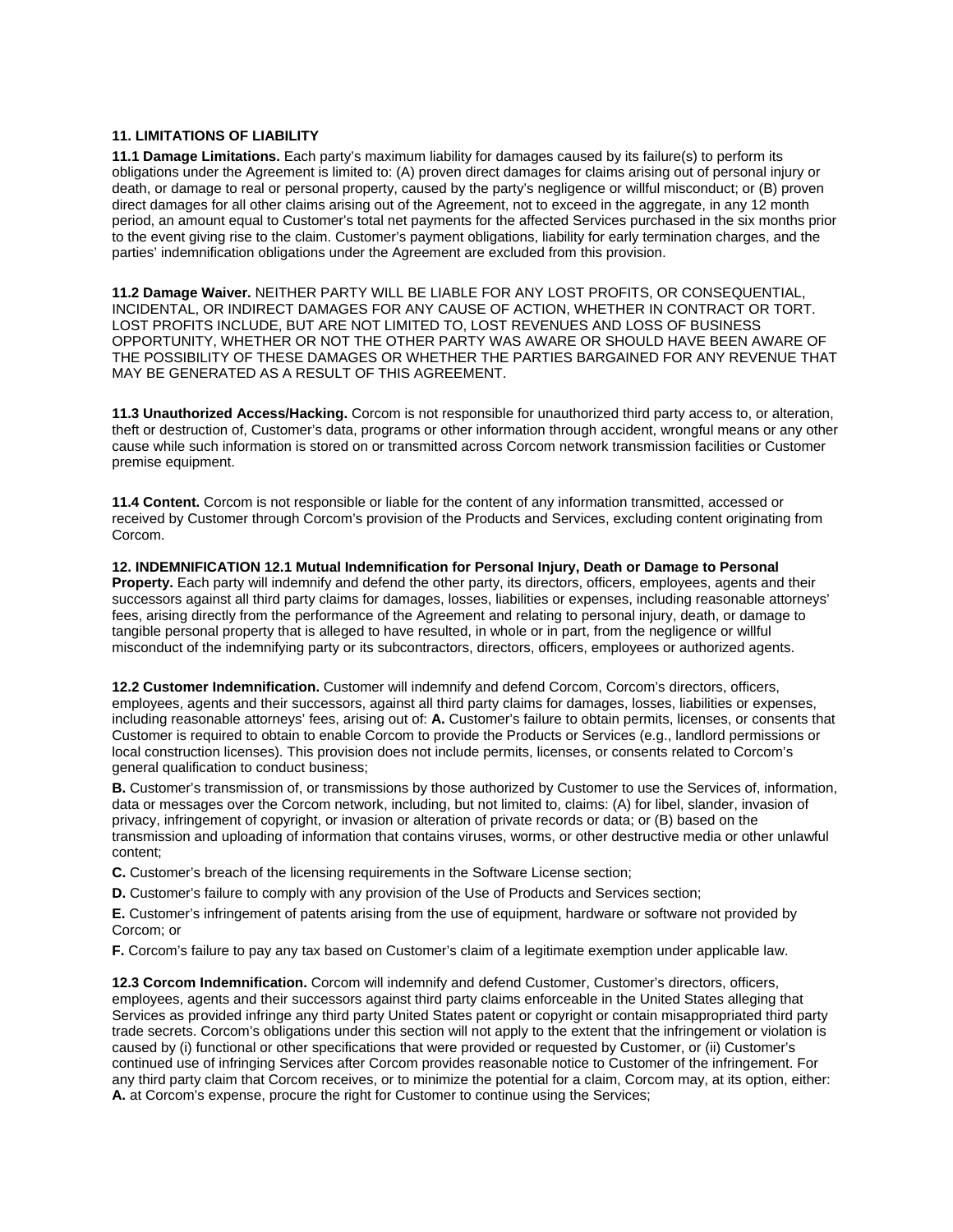**11. LIMITATIONS OF LIABILITY**

**11.1 Damage Limitations.** Each party's maximum liability for damages caused by its failure(s) to perform its obligations under the Agreement is limited to: (A) proven direct damages for claims arising out of personal injury or death, or damage to real or personal property, caused by the party's negligence or willful misconduct; or (B) proven direct damages for all other claims arising out of the Agreement, not to exceed in the aggregate, in any 12 month period, an amount equal to Customer's total net payments for the affected Services purchased in the six months prior to the event giving rise to the claim. Customer's payment obligations, liability for early termination charges, and the parties' indemnification obligations under the Agreement are excluded from this provision.

**11.2 Damage Waiver.** NEITHER PARTY WILL BE LIABLE FOR ANY LOST PROFITS, OR CONSEQUENTIAL, INCIDENTAL, OR INDIRECT DAMAGES FOR ANY CAUSE OF ACTION, WHETHER IN CONTRACT OR TORT. LOST PROFITS INCLUDE, BUT ARE NOT LIMITED TO, LOST REVENUES AND LOSS OF BUSINESS OPPORTUNITY, WHETHER OR NOT THE OTHER PARTY WAS AWARE OR SHOULD HAVE BEEN AWARE OF THE POSSIBILITY OF THESE DAMAGES OR WHETHER THE PARTIES BARGAINED FOR ANY REVENUE THAT MAY BE GENERATED AS A RESULT OF THIS AGREEMENT.

**11.3 Unauthorized Access/Hacking.** Corcom is not responsible for unauthorized third party access to, or alteration, theft or destruction of, Customer's data, programs or other information through accident, wrongful means or any other cause while such information is stored on or transmitted across Corcom network transmission facilities or Customer premise equipment.

**11.4 Content.** Corcom is not responsible or liable for the content of any information transmitted, accessed or received by Customer through Corcom's provision of the Products and Services, excluding content originating from Corcom.

**12. INDEMNIFICATION 12.1 Mutual Indemnification for Personal Injury, Death or Damage to Personal Property.** Each party will indemnify and defend the other party, its directors, officers, employees, agents and their successors against all third party claims for damages, losses, liabilities or expenses, including reasonable attorneys' fees, arising directly from the performance of the Agreement and relating to personal injury, death, or damage to tangible personal property that is alleged to have resulted, in whole or in part, from the negligence or willful misconduct of the indemnifying party or its subcontractors, directors, officers, employees or authorized agents.

**12.2 Customer Indemnification.** Customer will indemnify and defend Corcom, Corcom's directors, officers, employees, agents and their successors, against all third party claims for damages, losses, liabilities or expenses, including reasonable attorneys' fees, arising out of: **A.** Customer's failure to obtain permits, licenses, or consents that Customer is required to obtain to enable Corcom to provide the Products or Services (e.g., landlord permissions or local construction licenses). This provision does not include permits, licenses, or consents related to Corcom's general qualification to conduct business;

**B.** Customer's transmission of, or transmissions by those authorized by Customer to use the Services of, information, data or messages over the Corcom network, including, but not limited to, claims: (A) for libel, slander, invasion of privacy, infringement of copyright, or invasion or alteration of private records or data; or (B) based on the transmission and uploading of information that contains viruses, worms, or other destructive media or other unlawful content;

**C.** Customer's breach of the licensing requirements in the Software License section;

**D.** Customer's failure to comply with any provision of the Use of Products and Services section;

**E.** Customer's infringement of patents arising from the use of equipment, hardware or software not provided by Corcom; or

**F.** Corcom's failure to pay any tax based on Customer's claim of a legitimate exemption under applicable law.

**12.3 Corcom Indemnification.** Corcom will indemnify and defend Customer, Customer's directors, officers, employees, agents and their successors against third party claims enforceable in the United States alleging that Services as provided infringe any third party United States patent or copyright or contain misappropriated third party trade secrets. Corcom's obligations under this section will not apply to the extent that the infringement or violation is caused by (i) functional or other specifications that were provided or requested by Customer, or (ii) Customer's continued use of infringing Services after Corcom provides reasonable notice to Customer of the infringement. For any third party claim that Corcom receives, or to minimize the potential for a claim, Corcom may, at its option, either: **A.** at Corcom's expense, procure the right for Customer to continue using the Services;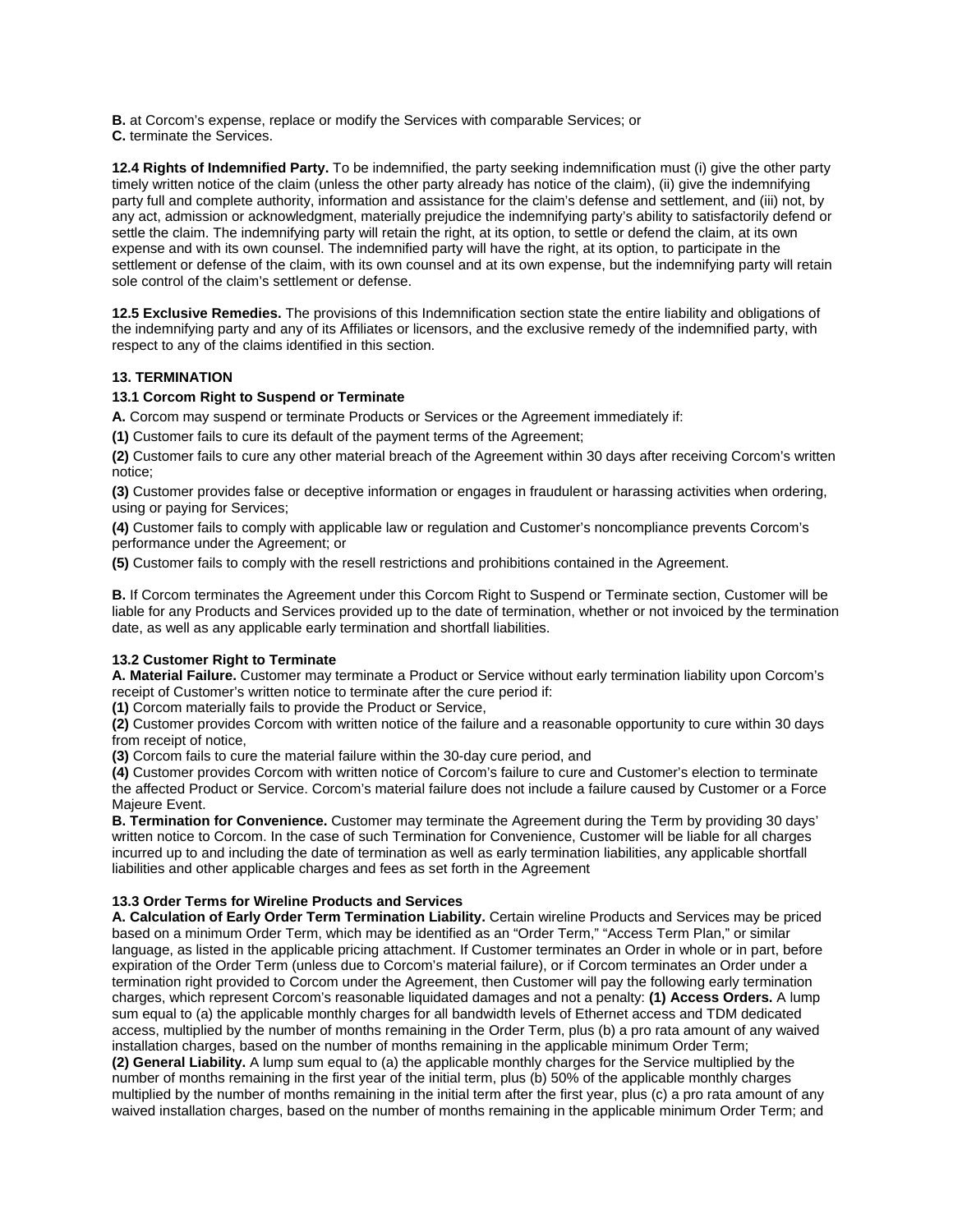**B.** at Corcom's expense, replace or modify the Services with comparable Services; or
**C.** terminate the Services.

**12.4 Rights of Indemnified Party.** To be indemnified, the party seeking indemnification must (i) give the other party timely written notice of the claim (unless the other party already has notice of the claim), (ii) give the indemnifying party full and complete authority, information and assistance for the claim's defense and settlement, and (iii) not, by any act, admission or acknowledgment, materially prejudice the indemnifying party's ability to satisfactorily defend or settle the claim. The indemnifying party will retain the right, at its option, to settle or defend the claim, at its own expense and with its own counsel. The indemnified party will have the right, at its option, to participate in the settlement or defense of the claim, with its own counsel and at its own expense, but the indemnifying party will retain sole control of the claim's settlement or defense.

**12.5 Exclusive Remedies.** The provisions of this Indemnification section state the entire liability and obligations of the indemnifying party and any of its Affiliates or licensors, and the exclusive remedy of the indemnified party, with respect to any of the claims identified in this section.

### 13. TERMINATION

**13.1 Corcom Right to Suspend or Terminate**

**A.** Corcom may suspend or terminate Products or Services or the Agreement immediately if:

**(1)** Customer fails to cure its default of the payment terms of the Agreement;

**(2)** Customer fails to cure any other material breach of the Agreement within 30 days after receiving Corcom's written notice;

**(3)** Customer provides false or deceptive information or engages in fraudulent or harassing activities when ordering, using or paying for Services;

**(4)** Customer fails to comply with applicable law or regulation and Customer's noncompliance prevents Corcom's performance under the Agreement; or

**(5)** Customer fails to comply with the resell restrictions and prohibitions contained in the Agreement.

**B.** If Corcom terminates the Agreement under this Corcom Right to Suspend or Terminate section, Customer will be liable for any Products and Services provided up to the date of termination, whether or not invoiced by the termination date, as well as any applicable early termination and shortfall liabilities.

**13.2 Customer Right to Terminate**
**A. Material Failure.** Customer may terminate a Product or Service without early termination liability upon Corcom's receipt of Customer's written notice to terminate after the cure period if:
**(1)** Corcom materially fails to provide the Product or Service,
**(2)** Customer provides Corcom with written notice of the failure and a reasonable opportunity to cure within 30 days from receipt of notice,
**(3)** Corcom fails to cure the material failure within the 30-day cure period, and
**(4)** Customer provides Corcom with written notice of Corcom's failure to cure and Customer's election to terminate the affected Product or Service. Corcom's material failure does not include a failure caused by Customer or a Force Majeure Event.
**B. Termination for Convenience.** Customer may terminate the Agreement during the Term by providing 30 days' written notice to Corcom. In the case of such Termination for Convenience, Customer will be liable for all charges incurred up to and including the date of termination as well as early termination liabilities, any applicable shortfall liabilities and other applicable charges and fees as set forth in the Agreement

**13.3 Order Terms for Wireline Products and Services**
**A. Calculation of Early Order Term Termination Liability.** Certain wireline Products and Services may be priced based on a minimum Order Term, which may be identified as an "Order Term," "Access Term Plan," or similar language, as listed in the applicable pricing attachment. If Customer terminates an Order in whole or in part, before expiration of the Order Term (unless due to Corcom's material failure), or if Corcom terminates an Order under a termination right provided to Corcom under the Agreement, then Customer will pay the following early termination charges, which represent Corcom's reasonable liquidated damages and not a penalty: **(1) Access Orders.** A lump sum equal to (a) the applicable monthly charges for all bandwidth levels of Ethernet access and TDM dedicated access, multiplied by the number of months remaining in the Order Term, plus (b) a pro rata amount of any waived installation charges, based on the number of months remaining in the applicable minimum Order Term;
**(2) General Liability.** A lump sum equal to (a) the applicable monthly charges for the Service multiplied by the number of months remaining in the first year of the initial term, plus (b) 50% of the applicable monthly charges multiplied by the number of months remaining in the initial term after the first year, plus (c) a pro rata amount of any waived installation charges, based on the number of months remaining in the applicable minimum Order Term; and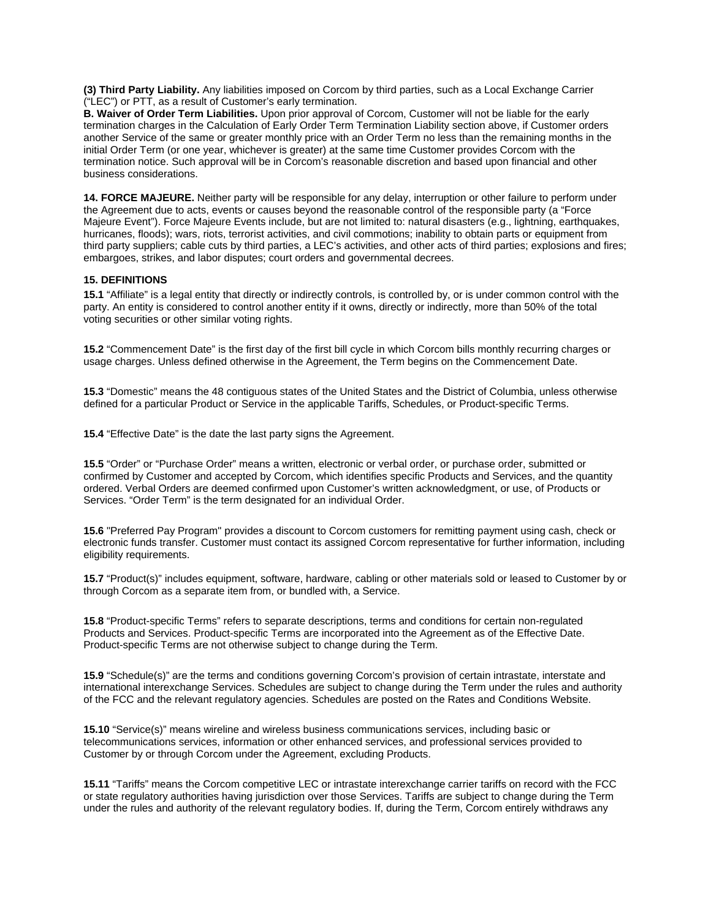**(3) Third Party Liability.** Any liabilities imposed on Corcom by third parties, such as a Local Exchange Carrier ("LEC") or PTT, as a result of Customer's early termination.

**B. Waiver of Order Term Liabilities.** Upon prior approval of Corcom, Customer will not be liable for the early termination charges in the Calculation of Early Order Term Termination Liability section above, if Customer orders another Service of the same or greater monthly price with an Order Term no less than the remaining months in the initial Order Term (or one year, whichever is greater) at the same time Customer provides Corcom with the termination notice. Such approval will be in Corcom's reasonable discretion and based upon financial and other business considerations.

**14. FORCE MAJEURE.** Neither party will be responsible for any delay, interruption or other failure to perform under the Agreement due to acts, events or causes beyond the reasonable control of the responsible party (a "Force Majeure Event"). Force Majeure Events include, but are not limited to: natural disasters (e.g., lightning, earthquakes, hurricanes, floods); wars, riots, terrorist activities, and civil commotions; inability to obtain parts or equipment from third party suppliers; cable cuts by third parties, a LEC's activities, and other acts of third parties; explosions and fires; embargoes, strikes, and labor disputes; court orders and governmental decrees.

**15. DEFINITIONS**

**15.1** "Affiliate" is a legal entity that directly or indirectly controls, is controlled by, or is under common control with the party. An entity is considered to control another entity if it owns, directly or indirectly, more than 50% of the total voting securities or other similar voting rights.

**15.2** "Commencement Date" is the first day of the first bill cycle in which Corcom bills monthly recurring charges or usage charges. Unless defined otherwise in the Agreement, the Term begins on the Commencement Date.

**15.3** "Domestic" means the 48 contiguous states of the United States and the District of Columbia, unless otherwise defined for a particular Product or Service in the applicable Tariffs, Schedules, or Product-specific Terms.

**15.4** "Effective Date" is the date the last party signs the Agreement.

**15.5** "Order" or "Purchase Order" means a written, electronic or verbal order, or purchase order, submitted or confirmed by Customer and accepted by Corcom, which identifies specific Products and Services, and the quantity ordered. Verbal Orders are deemed confirmed upon Customer's written acknowledgment, or use, of Products or Services. "Order Term" is the term designated for an individual Order.

**15.6** "Preferred Pay Program" provides a discount to Corcom customers for remitting payment using cash, check or electronic funds transfer. Customer must contact its assigned Corcom representative for further information, including eligibility requirements.

**15.7** "Product(s)" includes equipment, software, hardware, cabling or other materials sold or leased to Customer by or through Corcom as a separate item from, or bundled with, a Service.

**15.8** "Product-specific Terms" refers to separate descriptions, terms and conditions for certain non-regulated Products and Services. Product-specific Terms are incorporated into the Agreement as of the Effective Date. Product-specific Terms are not otherwise subject to change during the Term.

**15.9** "Schedule(s)" are the terms and conditions governing Corcom's provision of certain intrastate, interstate and international interexchange Services. Schedules are subject to change during the Term under the rules and authority of the FCC and the relevant regulatory agencies. Schedules are posted on the Rates and Conditions Website.

**15.10** "Service(s)" means wireline and wireless business communications services, including basic or telecommunications services, information or other enhanced services, and professional services provided to Customer by or through Corcom under the Agreement, excluding Products.

**15.11** "Tariffs" means the Corcom competitive LEC or intrastate interexchange carrier tariffs on record with the FCC or state regulatory authorities having jurisdiction over those Services. Tariffs are subject to change during the Term under the rules and authority of the relevant regulatory bodies. If, during the Term, Corcom entirely withdraws any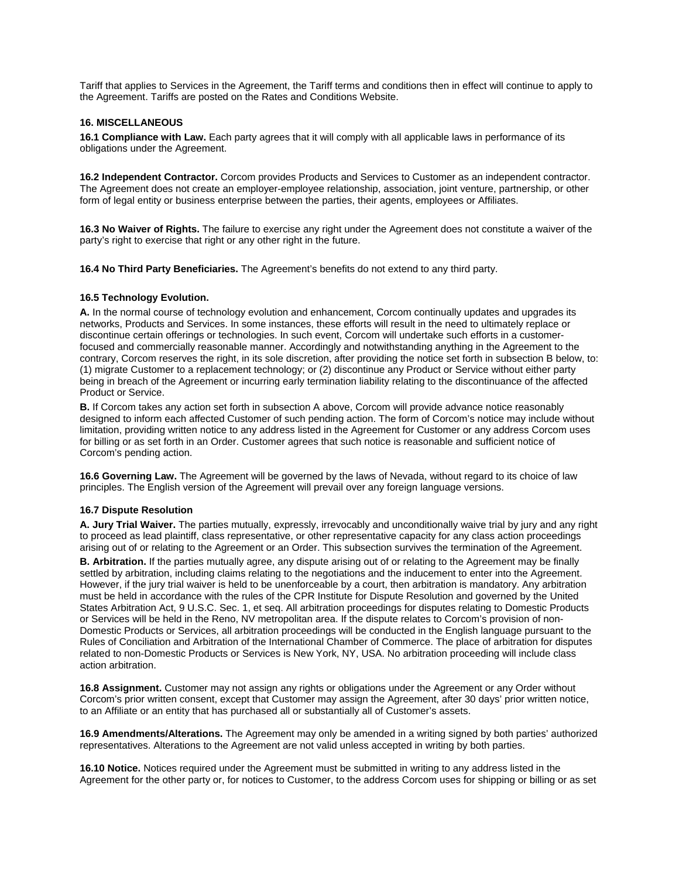Tariff that applies to Services in the Agreement, the Tariff terms and conditions then in effect will continue to apply to the Agreement. Tariffs are posted on the Rates and Conditions Website.

## 16. MISCELLANEOUS

**16.1 Compliance with Law.** Each party agrees that it will comply with all applicable laws in performance of its obligations under the Agreement.

**16.2 Independent Contractor.** Corcom provides Products and Services to Customer as an independent contractor. The Agreement does not create an employer-employee relationship, association, joint venture, partnership, or other form of legal entity or business enterprise between the parties, their agents, employees or Affiliates.

**16.3 No Waiver of Rights.** The failure to exercise any right under the Agreement does not constitute a waiver of the party's right to exercise that right or any other right in the future.

**16.4 No Third Party Beneficiaries.** The Agreement's benefits do not extend to any third party.

**16.5 Technology Evolution.**

**A.** In the normal course of technology evolution and enhancement, Corcom continually updates and upgrades its networks, Products and Services. In some instances, these efforts will result in the need to ultimately replace or discontinue certain offerings or technologies. In such event, Corcom will undertake such efforts in a customer-focused and commercially reasonable manner. Accordingly and notwithstanding anything in the Agreement to the contrary, Corcom reserves the right, in its sole discretion, after providing the notice set forth in subsection B below, to: (1) migrate Customer to a replacement technology; or (2) discontinue any Product or Service without either party being in breach of the Agreement or incurring early termination liability relating to the discontinuance of the affected Product or Service.

**B.** If Corcom takes any action set forth in subsection A above, Corcom will provide advance notice reasonably designed to inform each affected Customer of such pending action. The form of Corcom's notice may include without limitation, providing written notice to any address listed in the Agreement for Customer or any address Corcom uses for billing or as set forth in an Order. Customer agrees that such notice is reasonable and sufficient notice of Corcom's pending action.

**16.6 Governing Law.** The Agreement will be governed by the laws of Nevada, without regard to its choice of law principles. The English version of the Agreement will prevail over any foreign language versions.

**16.7 Dispute Resolution**

**A. Jury Trial Waiver.** The parties mutually, expressly, irrevocably and unconditionally waive trial by jury and any right to proceed as lead plaintiff, class representative, or other representative capacity for any class action proceedings arising out of or relating to the Agreement or an Order. This subsection survives the termination of the Agreement.

**B. Arbitration.** If the parties mutually agree, any dispute arising out of or relating to the Agreement may be finally settled by arbitration, including claims relating to the negotiations and the inducement to enter into the Agreement. However, if the jury trial waiver is held to be unenforceable by a court, then arbitration is mandatory. Any arbitration must be held in accordance with the rules of the CPR Institute for Dispute Resolution and governed by the United States Arbitration Act, 9 U.S.C. Sec. 1, et seq. All arbitration proceedings for disputes relating to Domestic Products or Services will be held in the Reno, NV metropolitan area. If the dispute relates to Corcom's provision of non-Domestic Products or Services, all arbitration proceedings will be conducted in the English language pursuant to the Rules of Conciliation and Arbitration of the International Chamber of Commerce. The place of arbitration for disputes related to non-Domestic Products or Services is New York, NY, USA. No arbitration proceeding will include class action arbitration.

**16.8 Assignment.** Customer may not assign any rights or obligations under the Agreement or any Order without Corcom's prior written consent, except that Customer may assign the Agreement, after 30 days' prior written notice, to an Affiliate or an entity that has purchased all or substantially all of Customer's assets.

**16.9 Amendments/Alterations.** The Agreement may only be amended in a writing signed by both parties' authorized representatives. Alterations to the Agreement are not valid unless accepted in writing by both parties.

**16.10 Notice.** Notices required under the Agreement must be submitted in writing to any address listed in the Agreement for the other party or, for notices to Customer, to the address Corcom uses for shipping or billing or as set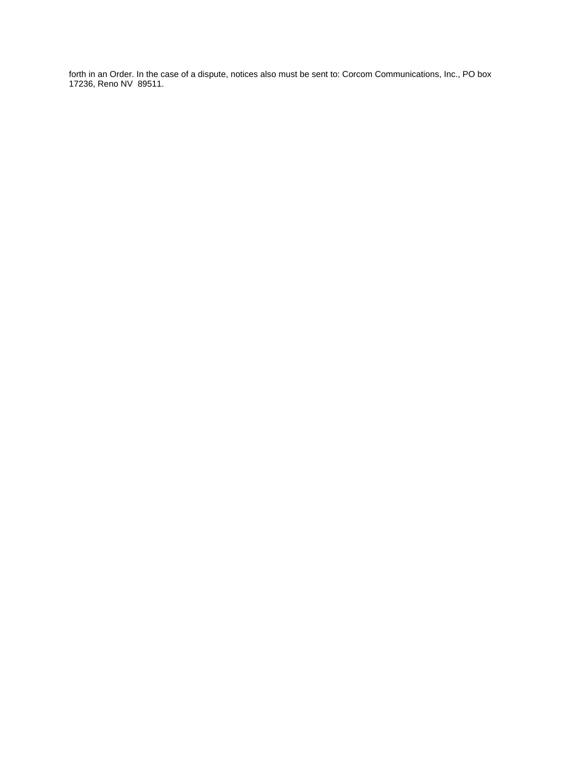forth in an Order. In the case of a dispute, notices also must be sent to: Corcom Communications, Inc., PO box 17236, Reno NV 89511.